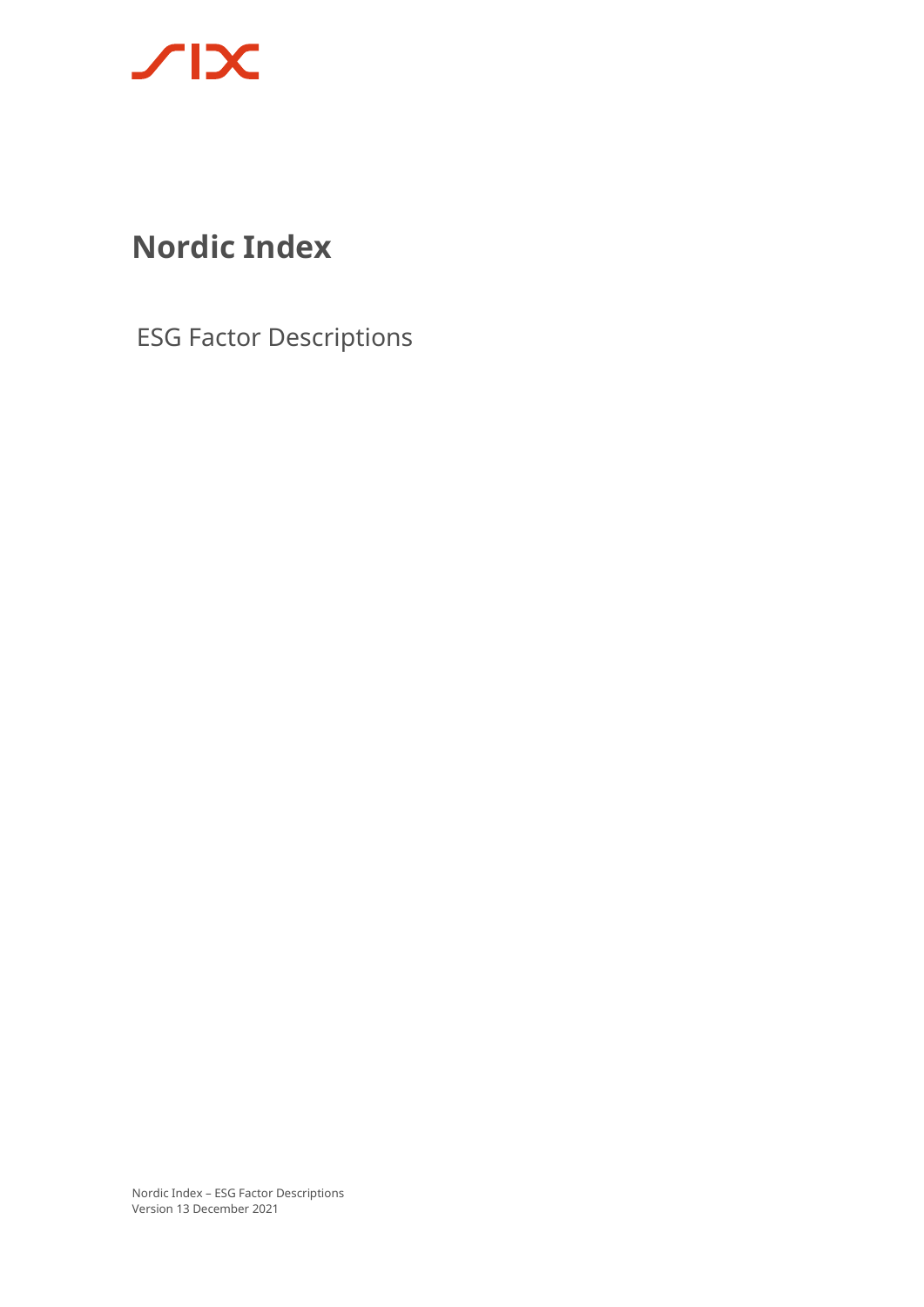# Nordic Index

ESG Factor Descriptions

Nordic Index – ESG Factor Descriptions
Version 13 December 2021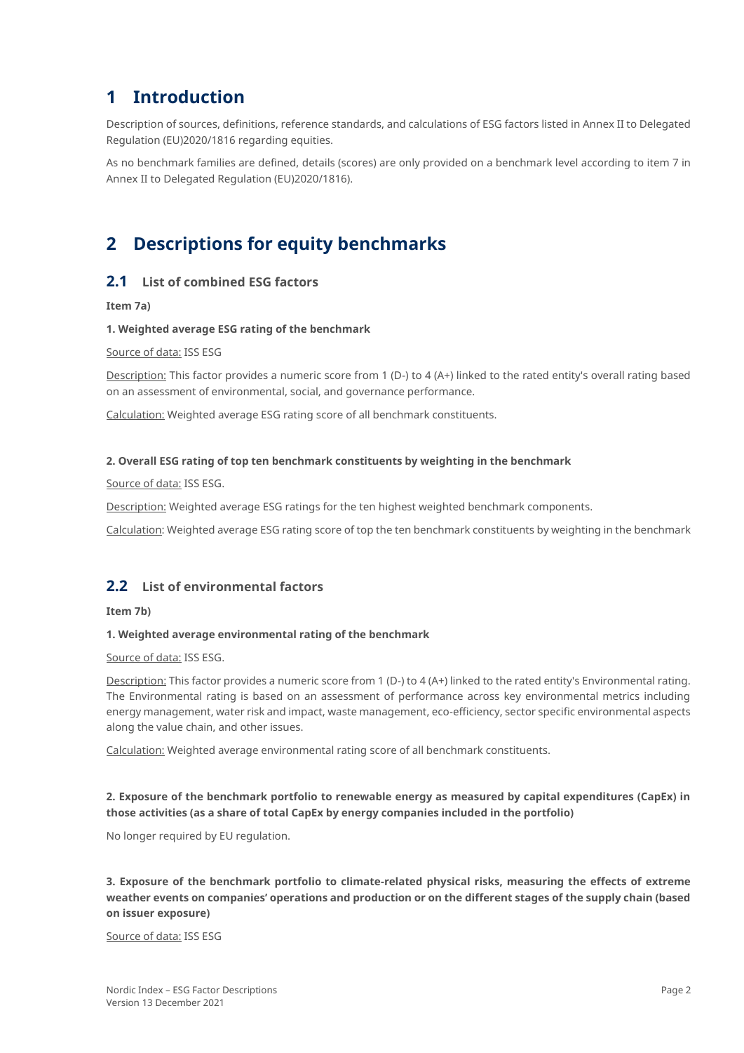# 1 Introduction

Description of sources, definitions, reference standards, and calculations of ESG factors listed in Annex II to Delegated Regulation (EU)2020/1816 regarding equities.

As no benchmark families are defined, details (scores) are only provided on a benchmark level according to item 7 in Annex II to Delegated Regulation (EU)2020/1816).

# 2 Descriptions for equity benchmarks

## 2.1 List of combined ESG factors

**Item 7a)**

**1. Weighted average ESG rating of the benchmark**

Source of data: ISS ESG

Description: This factor provides a numeric score from 1 (D-) to 4 (A+) linked to the rated entity's overall rating based on an assessment of environmental, social, and governance performance.

Calculation: Weighted average ESG rating score of all benchmark constituents.

**2. Overall ESG rating of top ten benchmark constituents by weighting in the benchmark**

Source of data: ISS ESG.

Description: Weighted average ESG ratings for the ten highest weighted benchmark components.

Calculation: Weighted average ESG rating score of top the ten benchmark constituents by weighting in the benchmark

## 2.2 List of environmental factors

**Item 7b)**

**1. Weighted average environmental rating of the benchmark**

Source of data: ISS ESG.

Description: This factor provides a numeric score from 1 (D-) to 4 (A+) linked to the rated entity's Environmental rating. The Environmental rating is based on an assessment of performance across key environmental metrics including energy management, water risk and impact, waste management, eco-efficiency, sector specific environmental aspects along the value chain, and other issues.

Calculation: Weighted average environmental rating score of all benchmark constituents.

**2. Exposure of the benchmark portfolio to renewable energy as measured by capital expenditures (CapEx) in those activities (as a share of total CapEx by energy companies included in the portfolio)**

No longer required by EU regulation.

**3. Exposure of the benchmark portfolio to climate-related physical risks, measuring the effects of extreme weather events on companies' operations and production or on the different stages of the supply chain (based on issuer exposure)**

Source of data: ISS ESG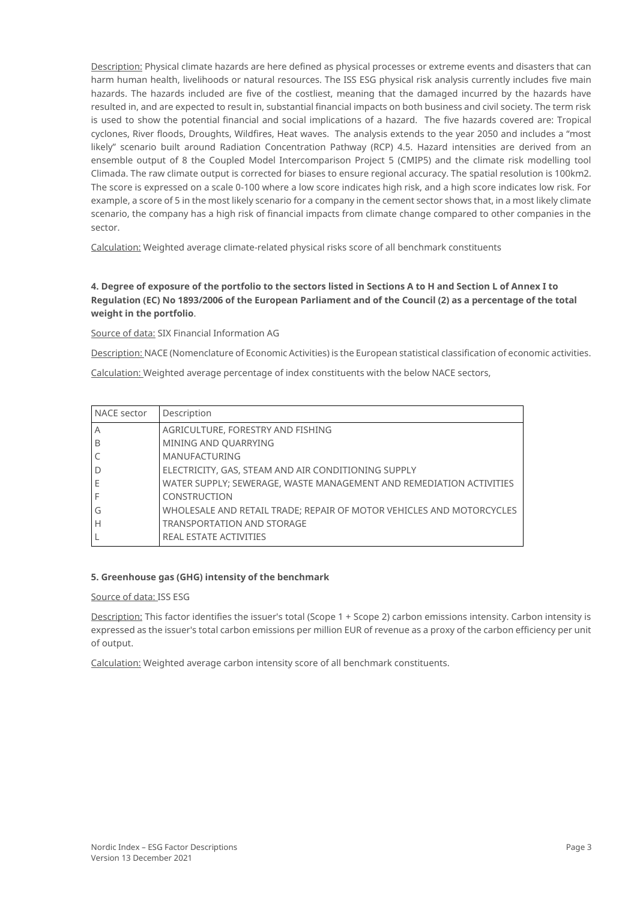Description: Physical climate hazards are here defined as physical processes or extreme events and disasters that can harm human health, livelihoods or natural resources. The ISS ESG physical risk analysis currently includes five main hazards. The hazards included are five of the costliest, meaning that the damaged incurred by the hazards have resulted in, and are expected to result in, substantial financial impacts on both business and civil society. The term risk is used to show the potential financial and social implications of a hazard. The five hazards covered are: Tropical cyclones, River floods, Droughts, Wildfires, Heat waves. The analysis extends to the year 2050 and includes a "most likely" scenario built around Radiation Concentration Pathway (RCP) 4.5. Hazard intensities are derived from an ensemble output of 8 the Coupled Model Intercomparison Project 5 (CMIP5) and the climate risk modelling tool Climada. The raw climate output is corrected for biases to ensure regional accuracy. The spatial resolution is 100km2. The score is expressed on a scale 0-100 where a low score indicates high risk, and a high score indicates low risk. For example, a score of 5 in the most likely scenario for a company in the cement sector shows that, in a most likely climate scenario, the company has a high risk of financial impacts from climate change compared to other companies in the sector.

Calculation: Weighted average climate-related physical risks score of all benchmark constituents

**4. Degree of exposure of the portfolio to the sectors listed in Sections A to H and Section L of Annex I to Regulation (EC) No 1893/2006 of the European Parliament and of the Council (2) as a percentage of the total weight in the portfolio**.

Source of data: SIX Financial Information AG

Description: NACE (Nomenclature of Economic Activities) is the European statistical classification of economic activities.

Calculation: Weighted average percentage of index constituents with the below NACE sectors,

| NACE sector | Description |
|---|---|
| A | AGRICULTURE, FORESTRY AND FISHING |
| B | MINING AND QUARRYING |
| C | MANUFACTURING |
| D | ELECTRICITY, GAS, STEAM AND AIR CONDITIONING SUPPLY |
| E | WATER SUPPLY; SEWERAGE, WASTE MANAGEMENT AND REMEDIATION ACTIVITIES |
| F | CONSTRUCTION |
| G | WHOLESALE AND RETAIL TRADE; REPAIR OF MOTOR VEHICLES AND MOTORCYCLES |
| H | TRANSPORTATION AND STORAGE |
| L | REAL ESTATE ACTIVITIES |

**5. Greenhouse gas (GHG) intensity of the benchmark**

Source of data: ISS ESG

Description: This factor identifies the issuer's total (Scope 1 + Scope 2) carbon emissions intensity. Carbon intensity is expressed as the issuer's total carbon emissions per million EUR of revenue as a proxy of the carbon efficiency per unit of output.

Calculation: Weighted average carbon intensity score of all benchmark constituents.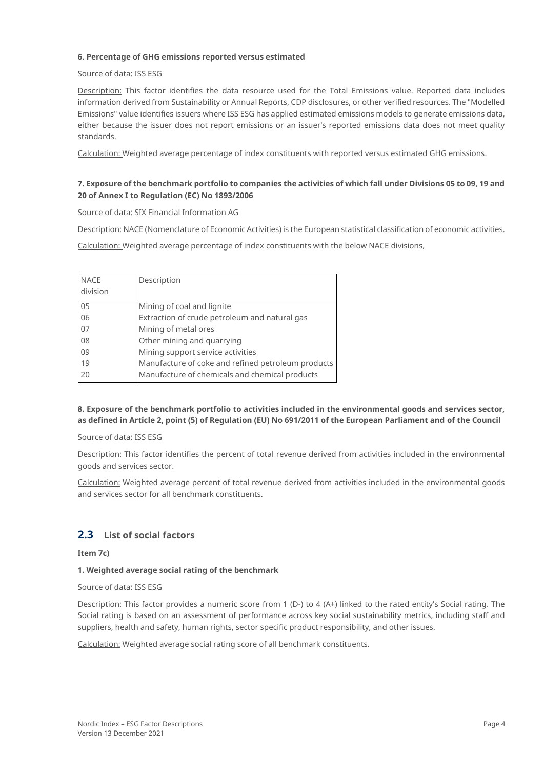**6. Percentage of GHG emissions reported versus estimated**

Source of data: ISS ESG

Description: This factor identifies the data resource used for the Total Emissions value. Reported data includes information derived from Sustainability or Annual Reports, CDP disclosures, or other verified resources. The "Modelled Emissions" value identifies issuers where ISS ESG has applied estimated emissions models to generate emissions data, either because the issuer does not report emissions or an issuer's reported emissions data does not meet quality standards.

Calculation: Weighted average percentage of index constituents with reported versus estimated GHG emissions.

**7. Exposure of the benchmark portfolio to companies the activities of which fall under Divisions 05 to 09, 19 and 20 of Annex I to Regulation (EC) No 1893/2006**

Source of data: SIX Financial Information AG

Description: NACE (Nomenclature of Economic Activities) is the European statistical classification of economic activities.

Calculation: Weighted average percentage of index constituents with the below NACE divisions,

| NACE division | Description |
|---|---|
| 05 | Mining of coal and lignite |
| 06 | Extraction of crude petroleum and natural gas |
| 07 | Mining of metal ores |
| 08 | Other mining and quarrying |
| 09 | Mining support service activities |
| 19 | Manufacture of coke and refined petroleum products |
| 20 | Manufacture of chemicals and chemical products |

**8. Exposure of the benchmark portfolio to activities included in the environmental goods and services sector, as defined in Article 2, point (5) of Regulation (EU) No 691/2011 of the European Parliament and of the Council**

Source of data: ISS ESG

Description: This factor identifies the percent of total revenue derived from activities included in the environmental goods and services sector.

Calculation: Weighted average percent of total revenue derived from activities included in the environmental goods and services sector for all benchmark constituents.

## 2.3 List of social factors

**Item 7c)**

**1. Weighted average social rating of the benchmark**

Source of data: ISS ESG

Description: This factor provides a numeric score from 1 (D-) to 4 (A+) linked to the rated entity's Social rating. The Social rating is based on an assessment of performance across key social sustainability metrics, including staff and suppliers, health and safety, human rights, sector specific product responsibility, and other issues.

Calculation: Weighted average social rating score of all benchmark constituents.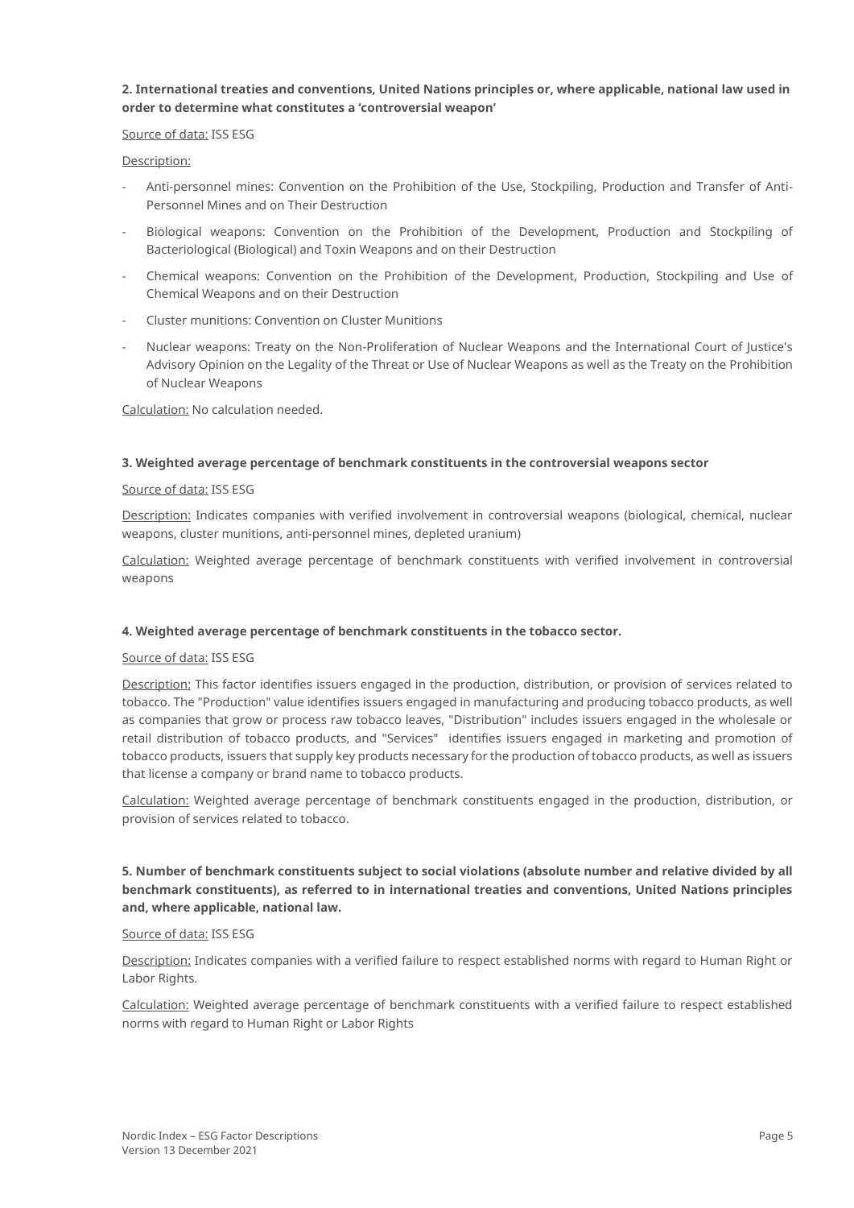**2. International treaties and conventions, United Nations principles or, where applicable, national law used in order to determine what constitutes a 'controversial weapon'**

Source of data: ISS ESG

Description:

- Anti-personnel mines: Convention on the Prohibition of the Use, Stockpiling, Production and Transfer of Anti-Personnel Mines and on Their Destruction
- Biological weapons: Convention on the Prohibition of the Development, Production and Stockpiling of Bacteriological (Biological) and Toxin Weapons and on their Destruction
- Chemical weapons: Convention on the Prohibition of the Development, Production, Stockpiling and Use of Chemical Weapons and on their Destruction
- Cluster munitions: Convention on Cluster Munitions
- Nuclear weapons: Treaty on the Non-Proliferation of Nuclear Weapons and the International Court of Justice's Advisory Opinion on the Legality of the Threat or Use of Nuclear Weapons as well as the Treaty on the Prohibition of Nuclear Weapons

Calculation: No calculation needed.

**3. Weighted average percentage of benchmark constituents in the controversial weapons sector**

Source of data: ISS ESG

Description: Indicates companies with verified involvement in controversial weapons (biological, chemical, nuclear weapons, cluster munitions, anti-personnel mines, depleted uranium)

Calculation: Weighted average percentage of benchmark constituents with verified involvement in controversial weapons

**4. Weighted average percentage of benchmark constituents in the tobacco sector.**

Source of data: ISS ESG

Description: This factor identifies issuers engaged in the production, distribution, or provision of services related to tobacco. The "Production" value identifies issuers engaged in manufacturing and producing tobacco products, as well as companies that grow or process raw tobacco leaves, "Distribution" includes issuers engaged in the wholesale or retail distribution of tobacco products, and "Services" identifies issuers engaged in marketing and promotion of tobacco products, issuers that supply key products necessary for the production of tobacco products, as well as issuers that license a company or brand name to tobacco products.

Calculation: Weighted average percentage of benchmark constituents engaged in the production, distribution, or provision of services related to tobacco.

**5. Number of benchmark constituents subject to social violations (absolute number and relative divided by all benchmark constituents), as referred to in international treaties and conventions, United Nations principles and, where applicable, national law.**

Source of data: ISS ESG

Description: Indicates companies with a verified failure to respect established norms with regard to Human Right or Labor Rights.

Calculation: Weighted average percentage of benchmark constituents with a verified failure to respect established norms with regard to Human Right or Labor Rights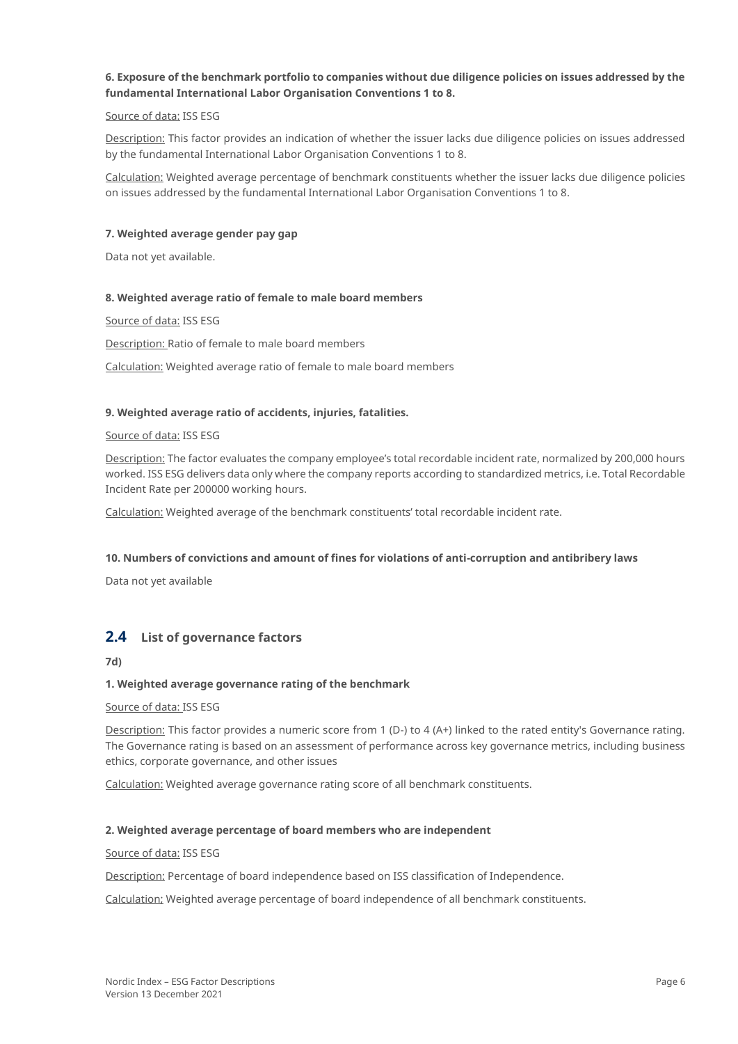**6. Exposure of the benchmark portfolio to companies without due diligence policies on issues addressed by the fundamental International Labor Organisation Conventions 1 to 8.**

Source of data: ISS ESG

Description: This factor provides an indication of whether the issuer lacks due diligence policies on issues addressed by the fundamental International Labor Organisation Conventions 1 to 8.

Calculation: Weighted average percentage of benchmark constituents whether the issuer lacks due diligence policies on issues addressed by the fundamental International Labor Organisation Conventions 1 to 8.

**7. Weighted average gender pay gap**

Data not yet available.

**8. Weighted average ratio of female to male board members**

Source of data: ISS ESG

Description: Ratio of female to male board members

Calculation: Weighted average ratio of female to male board members

**9. Weighted average ratio of accidents, injuries, fatalities.**

Source of data: ISS ESG

Description: The factor evaluates the company employee's total recordable incident rate, normalized by 200,000 hours worked. ISS ESG delivers data only where the company reports according to standardized metrics, i.e. Total Recordable Incident Rate per 200000 working hours.

Calculation: Weighted average of the benchmark constituents' total recordable incident rate.

**10. Numbers of convictions and amount of fines for violations of anti-corruption and antibribery laws**

Data not yet available

## 2.4 List of governance factors

**7d)**

**1. Weighted average governance rating of the benchmark**

Source of data: ISS ESG

Description: This factor provides a numeric score from 1 (D-) to 4 (A+) linked to the rated entity's Governance rating. The Governance rating is based on an assessment of performance across key governance metrics, including business ethics, corporate governance, and other issues

Calculation: Weighted average governance rating score of all benchmark constituents.

**2. Weighted average percentage of board members who are independent**

Source of data: ISS ESG

Description: Percentage of board independence based on ISS classification of Independence.

Calculation: Weighted average percentage of board independence of all benchmark constituents.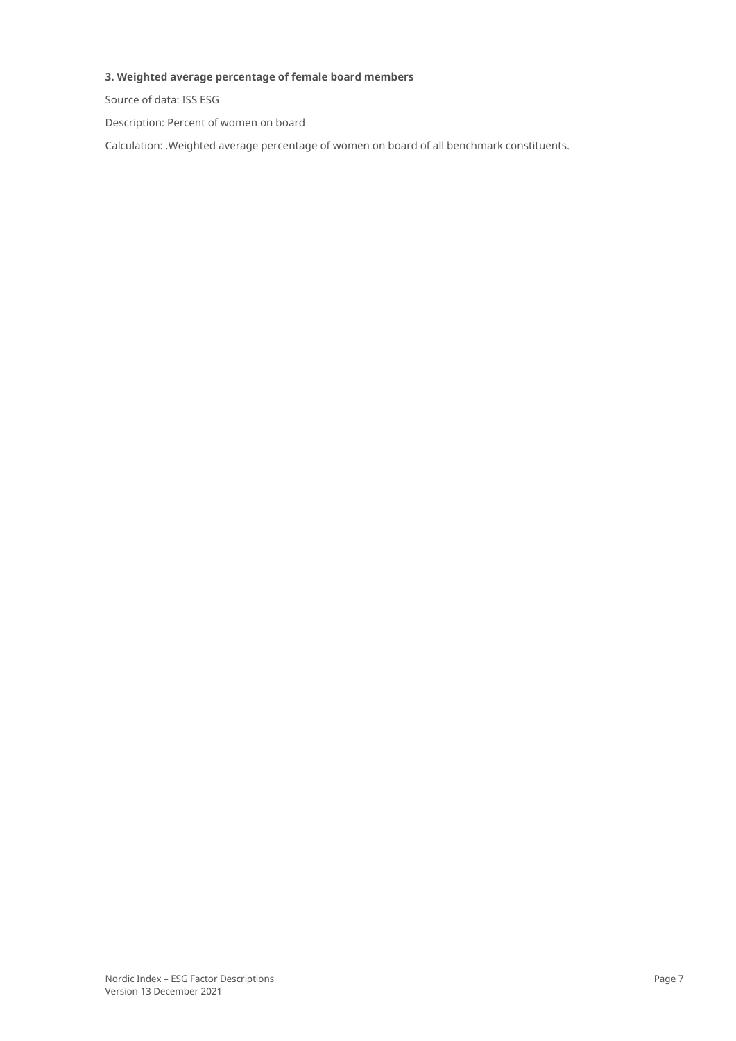**3. Weighted average percentage of female board members**

Source of data: ISS ESG

Description: Percent of women on board

Calculation: .Weighted average percentage of women on board of all benchmark constituents.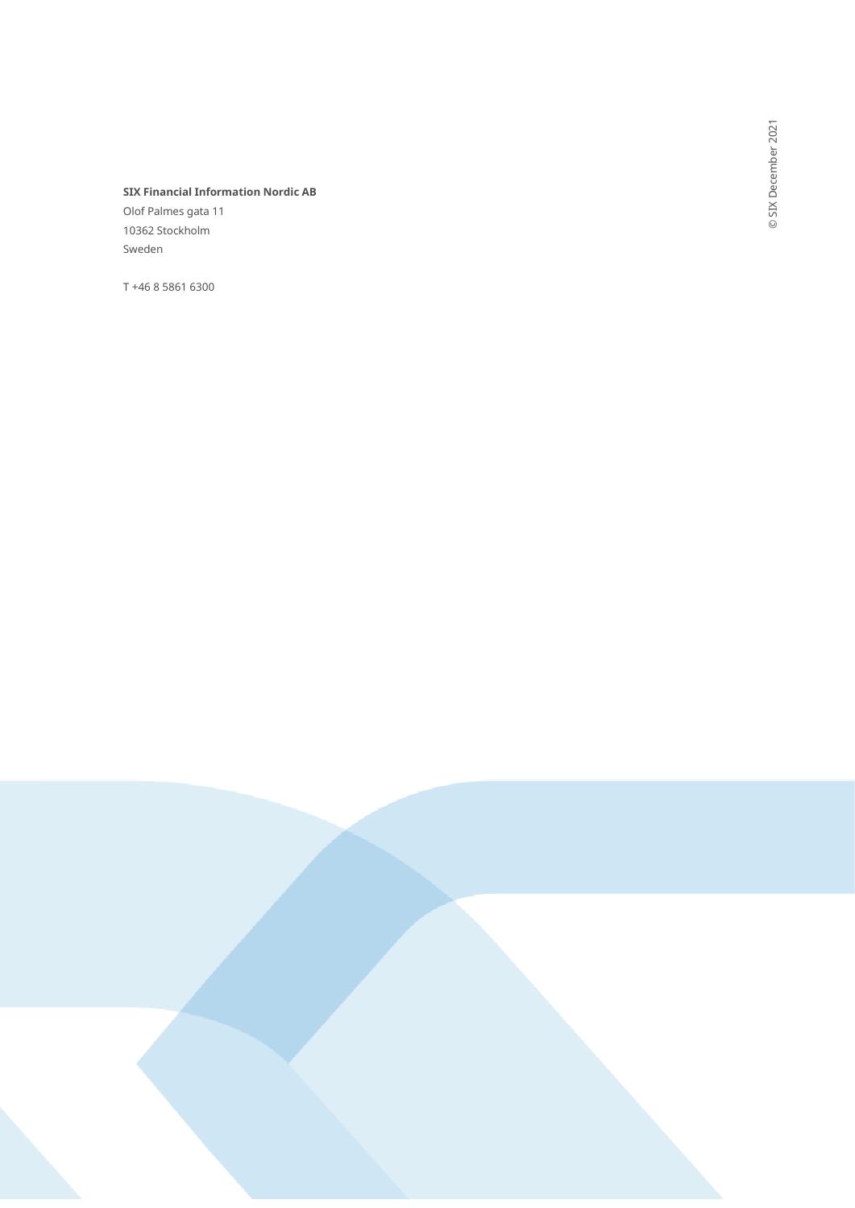**SIX Financial Information Nordic AB**
Olof Palmes gata 11
10362 Stockholm
Sweden

T +46 8 5861 6300

© SIX December 2021